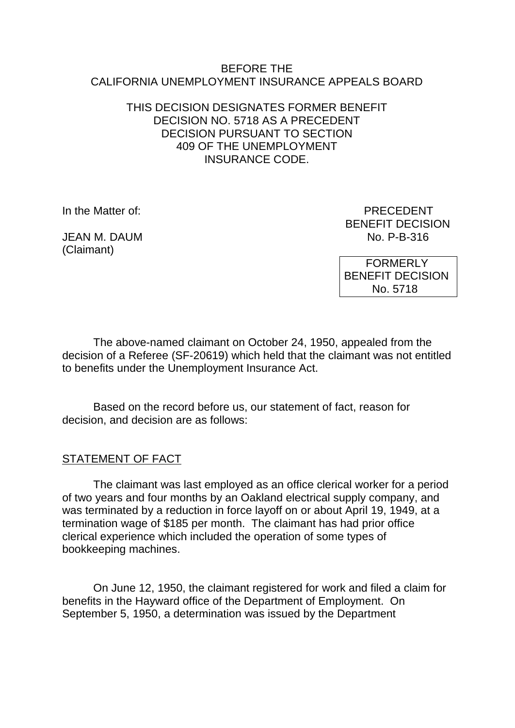BEFORE THE
CALIFORNIA UNEMPLOYMENT INSURANCE APPEALS BOARD

THIS DECISION DESIGNATES FORMER BENEFIT DECISION NO. 5718 AS A PRECEDENT DECISION PURSUANT TO SECTION 409 OF THE UNEMPLOYMENT INSURANCE CODE.

In the Matter of:

JEAN M. DAUM
(Claimant)

PRECEDENT
BENEFIT DECISION
No. P-B-316

FORMERLY
BENEFIT DECISION
No. 5718

The above-named claimant on October 24, 1950, appealed from the decision of a Referee (SF-20619) which held that the claimant was not entitled to benefits under the Unemployment Insurance Act.

Based on the record before us, our statement of fact, reason for decision, and decision are as follows:

## STATEMENT OF FACT

The claimant was last employed as an office clerical worker for a period of two years and four months by an Oakland electrical supply company, and was terminated by a reduction in force layoff on or about April 19, 1949, at a termination wage of $185 per month. The claimant has had prior office clerical experience which included the operation of some types of bookkeeping machines.

On June 12, 1950, the claimant registered for work and filed a claim for benefits in the Hayward office of the Department of Employment. On September 5, 1950, a determination was issued by the Department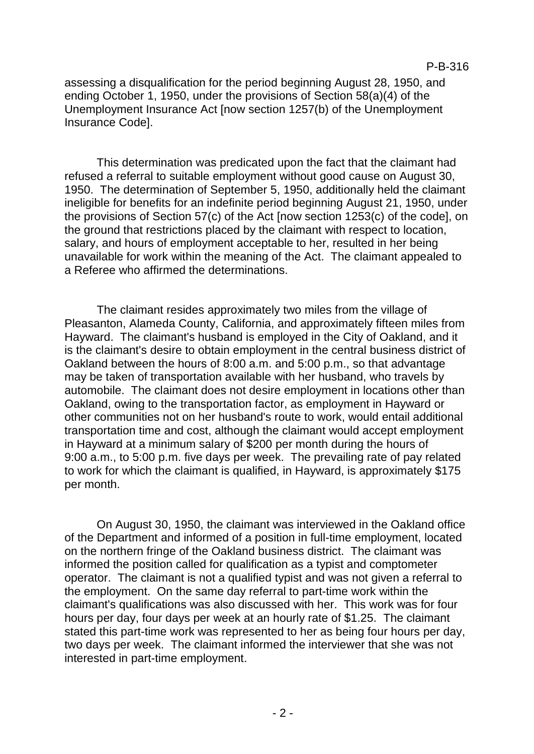assessing a disqualification for the period beginning August 28, 1950, and ending October 1, 1950, under the provisions of Section 58(a)(4) of the Unemployment Insurance Act [now section 1257(b) of the Unemployment Insurance Code].

This determination was predicated upon the fact that the claimant had refused a referral to suitable employment without good cause on August 30, 1950. The determination of September 5, 1950, additionally held the claimant ineligible for benefits for an indefinite period beginning August 21, 1950, under the provisions of Section 57(c) of the Act [now section 1253(c) of the code], on the ground that restrictions placed by the claimant with respect to location, salary, and hours of employment acceptable to her, resulted in her being unavailable for work within the meaning of the Act. The claimant appealed to a Referee who affirmed the determinations.

The claimant resides approximately two miles from the village of Pleasanton, Alameda County, California, and approximately fifteen miles from Hayward. The claimant's husband is employed in the City of Oakland, and it is the claimant's desire to obtain employment in the central business district of Oakland between the hours of 8:00 a.m. and 5:00 p.m., so that advantage may be taken of transportation available with her husband, who travels by automobile. The claimant does not desire employment in locations other than Oakland, owing to the transportation factor, as employment in Hayward or other communities not on her husband's route to work, would entail additional transportation time and cost, although the claimant would accept employment in Hayward at a minimum salary of $200 per month during the hours of 9:00 a.m., to 5:00 p.m. five days per week. The prevailing rate of pay related to work for which the claimant is qualified, in Hayward, is approximately $175 per month.

On August 30, 1950, the claimant was interviewed in the Oakland office of the Department and informed of a position in full-time employment, located on the northern fringe of the Oakland business district. The claimant was informed the position called for qualification as a typist and comptometer operator. The claimant is not a qualified typist and was not given a referral to the employment. On the same day referral to part-time work within the claimant's qualifications was also discussed with her. This work was for four hours per day, four days per week at an hourly rate of $1.25. The claimant stated this part-time work was represented to her as being four hours per day, two days per week. The claimant informed the interviewer that she was not interested in part-time employment.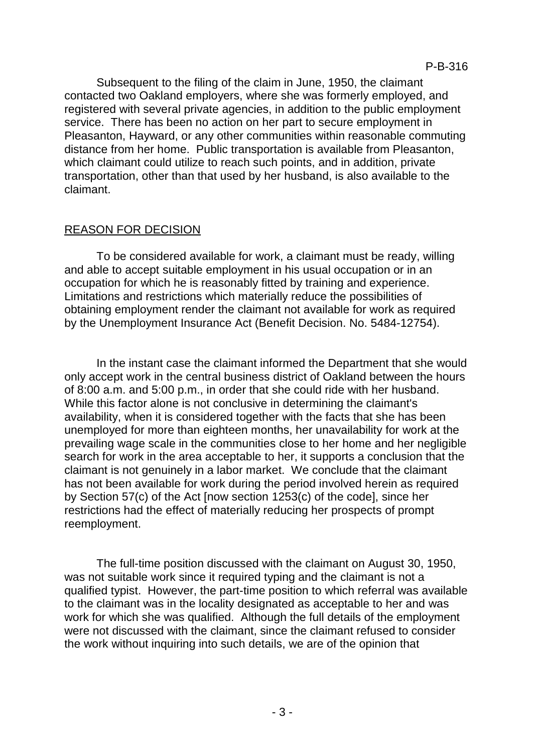Subsequent to the filing of the claim in June, 1950, the claimant contacted two Oakland employers, where she was formerly employed, and registered with several private agencies, in addition to the public employment service. There has been no action on her part to secure employment in Pleasanton, Hayward, or any other communities within reasonable commuting distance from her home. Public transportation is available from Pleasanton, which claimant could utilize to reach such points, and in addition, private transportation, other than that used by her husband, is also available to the claimant.

## REASON FOR DECISION

To be considered available for work, a claimant must be ready, willing and able to accept suitable employment in his usual occupation or in an occupation for which he is reasonably fitted by training and experience. Limitations and restrictions which materially reduce the possibilities of obtaining employment render the claimant not available for work as required by the Unemployment Insurance Act (Benefit Decision. No. 5484-12754).

In the instant case the claimant informed the Department that she would only accept work in the central business district of Oakland between the hours of 8:00 a.m. and 5:00 p.m., in order that she could ride with her husband. While this factor alone is not conclusive in determining the claimant's availability, when it is considered together with the facts that she has been unemployed for more than eighteen months, her unavailability for work at the prevailing wage scale in the communities close to her home and her negligible search for work in the area acceptable to her, it supports a conclusion that the claimant is not genuinely in a labor market. We conclude that the claimant has not been available for work during the period involved herein as required by Section 57(c) of the Act [now section 1253(c) of the code], since her restrictions had the effect of materially reducing her prospects of prompt reemployment.

The full-time position discussed with the claimant on August 30, 1950, was not suitable work since it required typing and the claimant is not a qualified typist. However, the part-time position to which referral was available to the claimant was in the locality designated as acceptable to her and was work for which she was qualified. Although the full details of the employment were not discussed with the claimant, since the claimant refused to consider the work without inquiring into such details, we are of the opinion that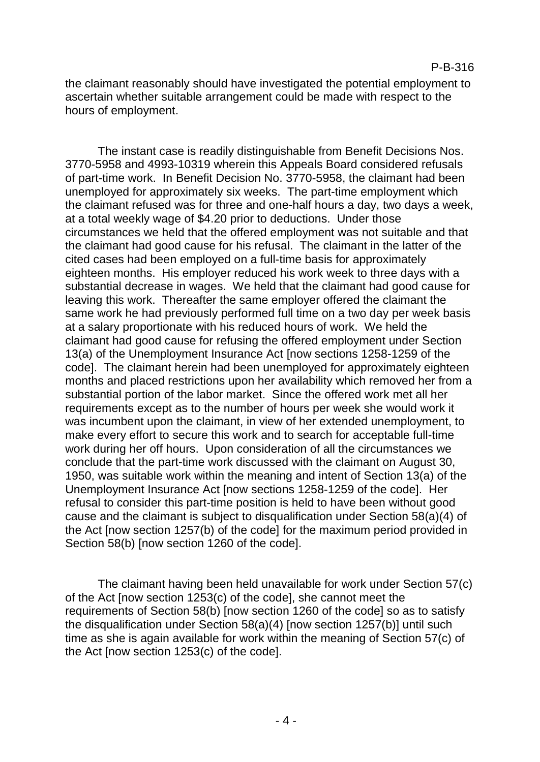the claimant reasonably should have investigated the potential employment to ascertain whether suitable arrangement could be made with respect to the hours of employment.

The instant case is readily distinguishable from Benefit Decisions Nos. 3770-5958 and 4993-10319 wherein this Appeals Board considered refusals of part-time work. In Benefit Decision No. 3770-5958, the claimant had been unemployed for approximately six weeks. The part-time employment which the claimant refused was for three and one-half hours a day, two days a week, at a total weekly wage of $4.20 prior to deductions. Under those circumstances we held that the offered employment was not suitable and that the claimant had good cause for his refusal. The claimant in the latter of the cited cases had been employed on a full-time basis for approximately eighteen months. His employer reduced his work week to three days with a substantial decrease in wages. We held that the claimant had good cause for leaving this work. Thereafter the same employer offered the claimant the same work he had previously performed full time on a two day per week basis at a salary proportionate with his reduced hours of work. We held the claimant had good cause for refusing the offered employment under Section 13(a) of the Unemployment Insurance Act [now sections 1258-1259 of the code]. The claimant herein had been unemployed for approximately eighteen months and placed restrictions upon her availability which removed her from a substantial portion of the labor market. Since the offered work met all her requirements except as to the number of hours per week she would work it was incumbent upon the claimant, in view of her extended unemployment, to make every effort to secure this work and to search for acceptable full-time work during her off hours. Upon consideration of all the circumstances we conclude that the part-time work discussed with the claimant on August 30, 1950, was suitable work within the meaning and intent of Section 13(a) of the Unemployment Insurance Act [now sections 1258-1259 of the code]. Her refusal to consider this part-time position is held to have been without good cause and the claimant is subject to disqualification under Section 58(a)(4) of the Act [now section 1257(b) of the code] for the maximum period provided in Section 58(b) [now section 1260 of the code].

The claimant having been held unavailable for work under Section 57(c) of the Act [now section 1253(c) of the code], she cannot meet the requirements of Section 58(b) [now section 1260 of the code] so as to satisfy the disqualification under Section 58(a)(4) [now section 1257(b)] until such time as she is again available for work within the meaning of Section 57(c) of the Act [now section 1253(c) of the code].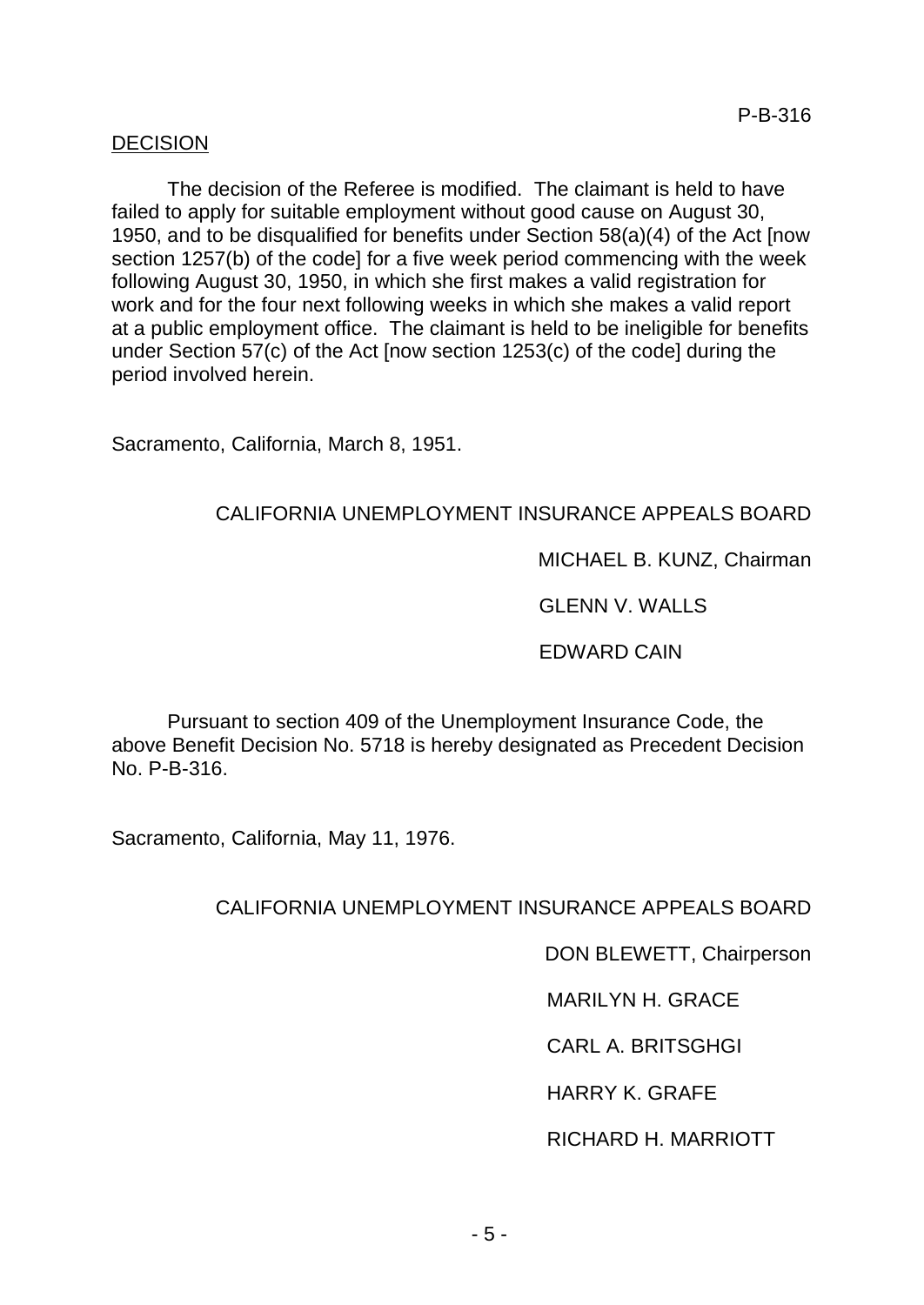## DECISION

The decision of the Referee is modified. The claimant is held to have failed to apply for suitable employment without good cause on August 30, 1950, and to be disqualified for benefits under Section 58(a)(4) of the Act [now section 1257(b) of the code] for a five week period commencing with the week following August 30, 1950, in which she first makes a valid registration for work and for the four next following weeks in which she makes a valid report at a public employment office. The claimant is held to be ineligible for benefits under Section 57(c) of the Act [now section 1253(c) of the code] during the period involved herein.

Sacramento, California, March 8, 1951.

CALIFORNIA UNEMPLOYMENT INSURANCE APPEALS BOARD

MICHAEL B. KUNZ, Chairman

GLENN V. WALLS

EDWARD CAIN

Pursuant to section 409 of the Unemployment Insurance Code, the above Benefit Decision No. 5718 is hereby designated as Precedent Decision No. P-B-316.

Sacramento, California, May 11, 1976.

CALIFORNIA UNEMPLOYMENT INSURANCE APPEALS BOARD

DON BLEWETT, Chairperson

MARILYN H. GRACE

CARL A. BRITSGHGI

HARRY K. GRAFE

RICHARD H. MARRIOTT